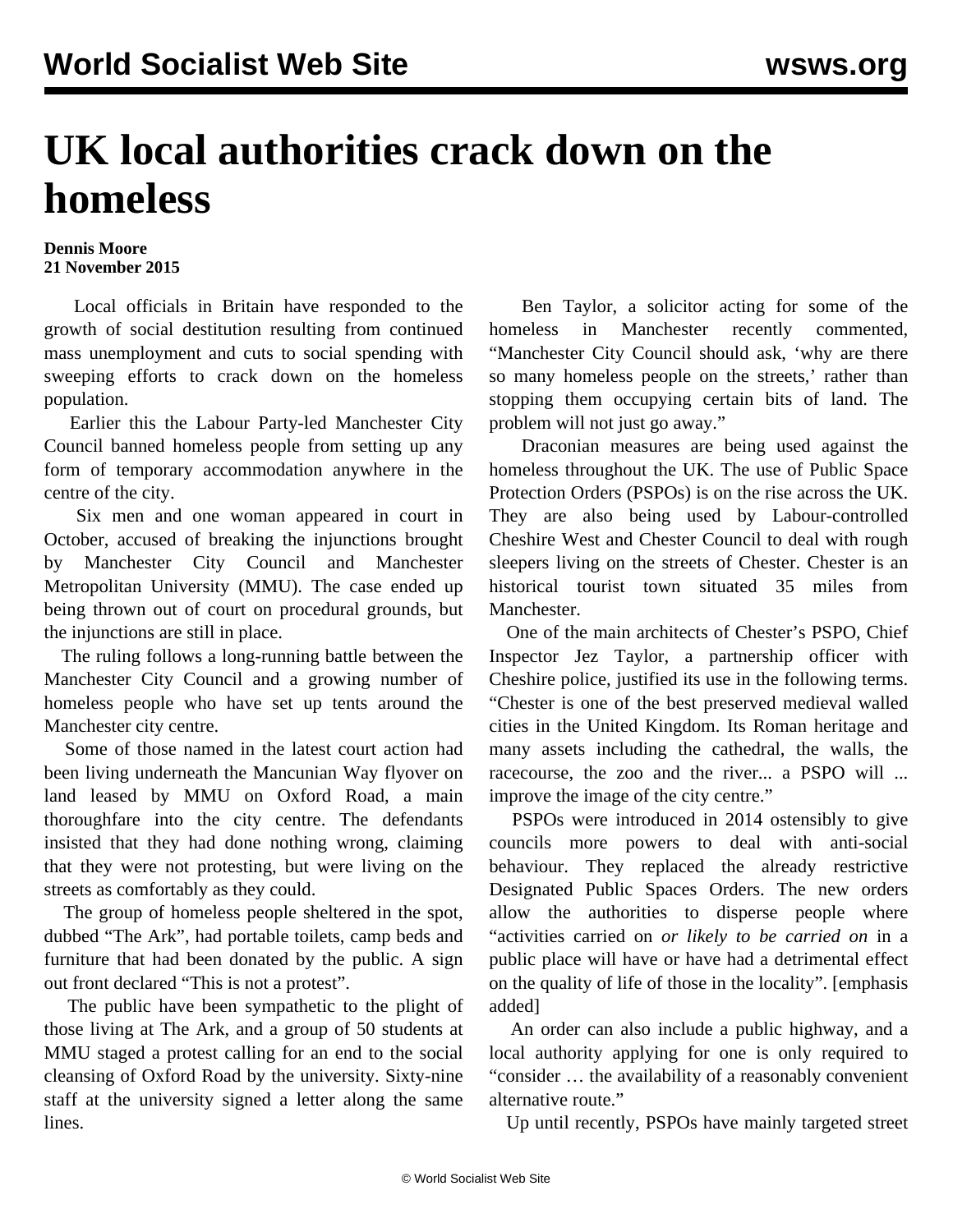# UK local authorities crack down on the homeless

**Dennis Moore**
**21 November 2015**

Local officials in Britain have responded to the growth of social destitution resulting from continued mass unemployment and cuts to social spending with sweeping efforts to crack down on the homeless population.

Earlier this the Labour Party-led Manchester City Council banned homeless people from setting up any form of temporary accommodation anywhere in the centre of the city.

Six men and one woman appeared in court in October, accused of breaking the injunctions brought by Manchester City Council and Manchester Metropolitan University (MMU). The case ended up being thrown out of court on procedural grounds, but the injunctions are still in place.

The ruling follows a long-running battle between the Manchester City Council and a growing number of homeless people who have set up tents around the Manchester city centre.

Some of those named in the latest court action had been living underneath the Mancunian Way flyover on land leased by MMU on Oxford Road, a main thoroughfare into the city centre. The defendants insisted that they had done nothing wrong, claiming that they were not protesting, but were living on the streets as comfortably as they could.

The group of homeless people sheltered in the spot, dubbed "The Ark", had portable toilets, camp beds and furniture that had been donated by the public. A sign out front declared "This is not a protest".

The public have been sympathetic to the plight of those living at The Ark, and a group of 50 students at MMU staged a protest calling for an end to the social cleansing of Oxford Road by the university. Sixty-nine staff at the university signed a letter along the same lines.

Ben Taylor, a solicitor acting for some of the homeless in Manchester recently commented, "Manchester City Council should ask, 'why are there so many homeless people on the streets,' rather than stopping them occupying certain bits of land. The problem will not just go away."

Draconian measures are being used against the homeless throughout the UK. The use of Public Space Protection Orders (PSPOs) is on the rise across the UK. They are also being used by Labour-controlled Cheshire West and Chester Council to deal with rough sleepers living on the streets of Chester. Chester is an historical tourist town situated 35 miles from Manchester.

One of the main architects of Chester's PSPO, Chief Inspector Jez Taylor, a partnership officer with Cheshire police, justified its use in the following terms. "Chester is one of the best preserved medieval walled cities in the United Kingdom. Its Roman heritage and many assets including the cathedral, the walls, the racecourse, the zoo and the river... a PSPO will ... improve the image of the city centre."

PSPOs were introduced in 2014 ostensibly to give councils more powers to deal with anti-social behaviour. They replaced the already restrictive Designated Public Spaces Orders. The new orders allow the authorities to disperse people where "activities carried on *or likely to be carried on* in a public place will have or have had a detrimental effect on the quality of life of those in the locality". [emphasis added]

An order can also include a public highway, and a local authority applying for one is only required to "consider … the availability of a reasonably convenient alternative route."

Up until recently, PSPOs have mainly targeted street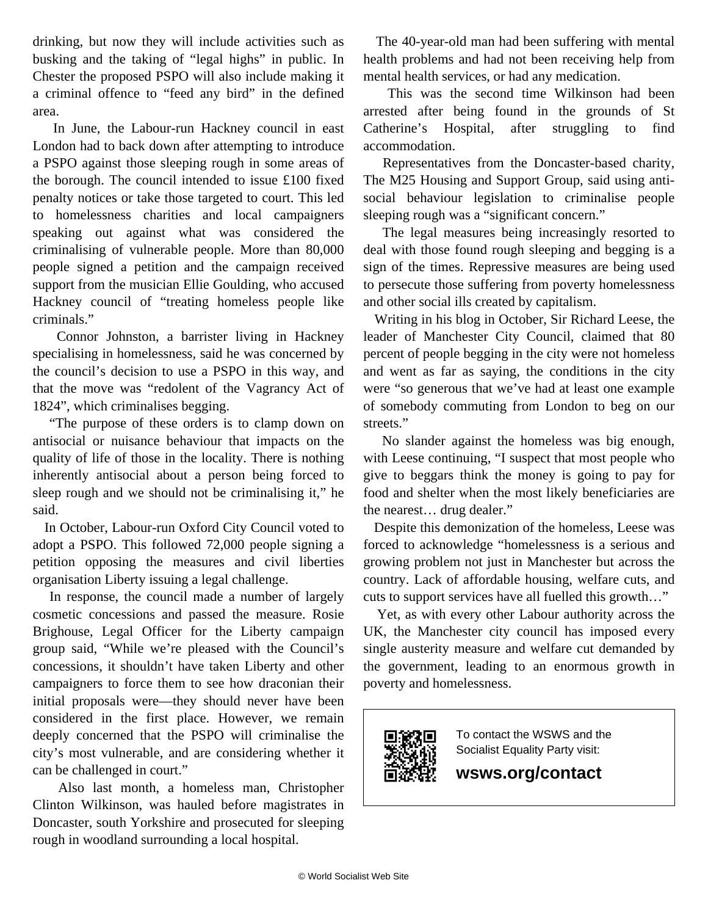drinking, but now they will include activities such as busking and the taking of "legal highs" in public. In Chester the proposed PSPO will also include making it a criminal offence to "feed any bird" in the defined area.

In June, the Labour-run Hackney council in east London had to back down after attempting to introduce a PSPO against those sleeping rough in some areas of the borough. The council intended to issue £100 fixed penalty notices or take those targeted to court. This led to homelessness charities and local campaigners speaking out against what was considered the criminalising of vulnerable people. More than 80,000 people signed a petition and the campaign received support from the musician Ellie Goulding, who accused Hackney council of "treating homeless people like criminals."

Connor Johnston, a barrister living in Hackney specialising in homelessness, said he was concerned by the council's decision to use a PSPO in this way, and that the move was "redolent of the Vagrancy Act of 1824", which criminalises begging.

"The purpose of these orders is to clamp down on antisocial or nuisance behaviour that impacts on the quality of life of those in the locality. There is nothing inherently antisocial about a person being forced to sleep rough and we should not be criminalising it," he said.

In October, Labour-run Oxford City Council voted to adopt a PSPO. This followed 72,000 people signing a petition opposing the measures and civil liberties organisation Liberty issuing a legal challenge.

In response, the council made a number of largely cosmetic concessions and passed the measure. Rosie Brighouse, Legal Officer for the Liberty campaign group said, "While we're pleased with the Council's concessions, it shouldn't have taken Liberty and other campaigners to force them to see how draconian their initial proposals were—they should never have been considered in the first place. However, we remain deeply concerned that the PSPO will criminalise the city's most vulnerable, and are considering whether it can be challenged in court."

Also last month, a homeless man, Christopher Clinton Wilkinson, was hauled before magistrates in Doncaster, south Yorkshire and prosecuted for sleeping rough in woodland surrounding a local hospital.

The 40-year-old man had been suffering with mental health problems and had not been receiving help from mental health services, or had any medication.

This was the second time Wilkinson had been arrested after being found in the grounds of St Catherine's Hospital, after struggling to find accommodation.

Representatives from the Doncaster-based charity, The M25 Housing and Support Group, said using anti-social behaviour legislation to criminalise people sleeping rough was a "significant concern."

The legal measures being increasingly resorted to deal with those found rough sleeping and begging is a sign of the times. Repressive measures are being used to persecute those suffering from poverty homelessness and other social ills created by capitalism.

Writing in his blog in October, Sir Richard Leese, the leader of Manchester City Council, claimed that 80 percent of people begging in the city were not homeless and went as far as saying, the conditions in the city were "so generous that we've had at least one example of somebody commuting from London to beg on our streets."

No slander against the homeless was big enough, with Leese continuing, "I suspect that most people who give to beggars think the money is going to pay for food and shelter when the most likely beneficiaries are the nearest… drug dealer."

Despite this demonization of the homeless, Leese was forced to acknowledge "homelessness is a serious and growing problem not just in Manchester but across the country. Lack of affordable housing, welfare cuts, and cuts to support services have all fuelled this growth…"

Yet, as with every other Labour authority across the UK, the Manchester city council has imposed every single austerity measure and welfare cut demanded by the government, leading to an enormous growth in poverty and homelessness.

To contact the WSWS and the Socialist Equality Party visit:

**wsws.org/contact**